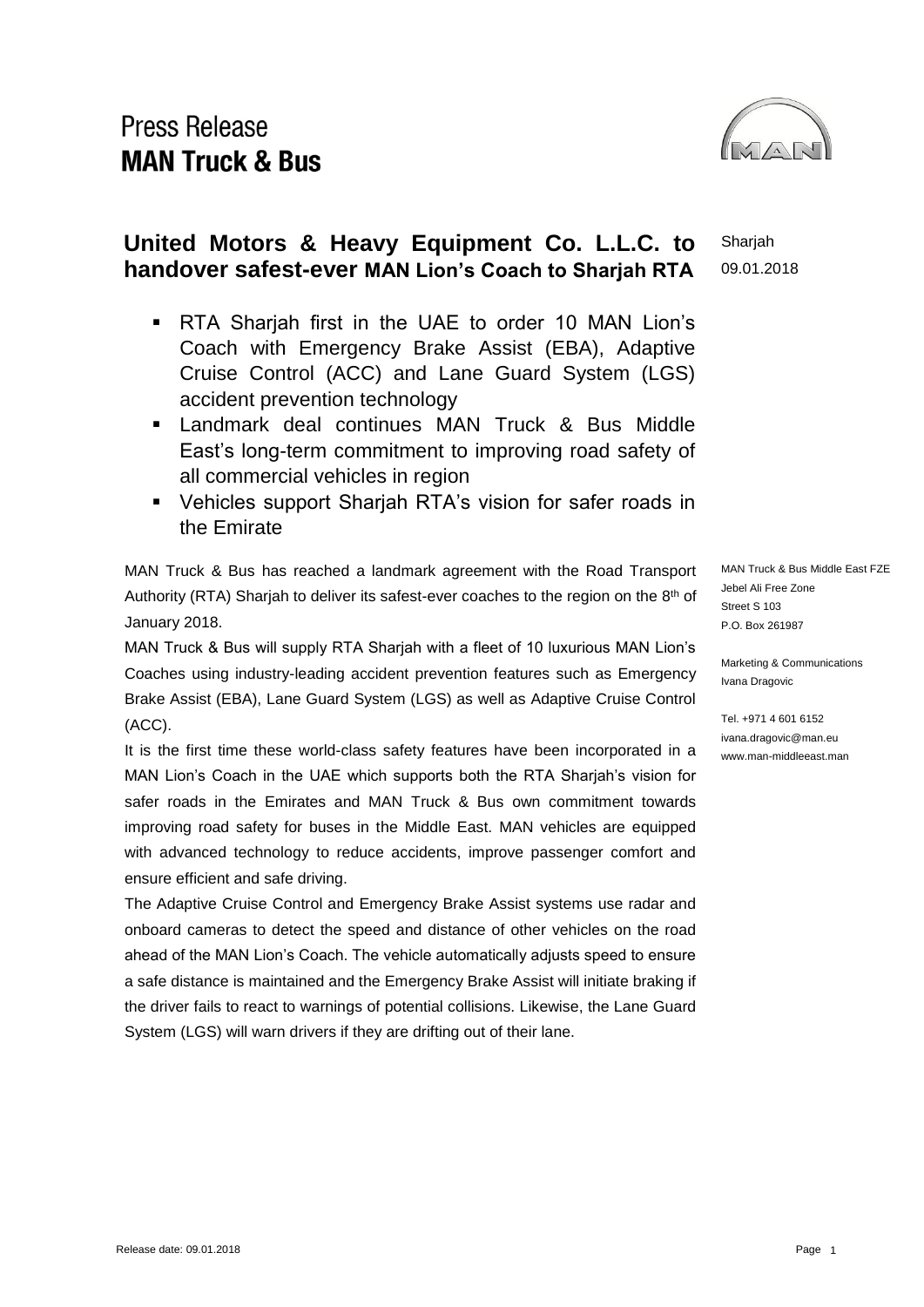# Press Release
## MAN Truck & Bus

**United Motors & Heavy Equipment Co. L.L.C. to handover safest-ever MAN Lion's Coach to Sharjah RTA**

Sharjah
09.01.2018

- RTA Sharjah first in the UAE to order 10 MAN Lion's Coach with Emergency Brake Assist (EBA), Adaptive Cruise Control (ACC) and Lane Guard System (LGS) accident prevention technology
- Landmark deal continues MAN Truck & Bus Middle East's long-term commitment to improving road safety of all commercial vehicles in region
- Vehicles support Sharjah RTA's vision for safer roads in the Emirate

MAN Truck & Bus Middle East FZE
Jebel Ali Free Zone
Street S 103
P.O. Box 261987

Marketing & Communications
Ivana Dragovic

Tel. +971 4 601 6152
ivana.dragovic@man.eu
www.man-middleeast.man

MAN Truck & Bus has reached a landmark agreement with the Road Transport Authority (RTA) Sharjah to deliver its safest-ever coaches to the region on the 8th of January 2018.

MAN Truck & Bus will supply RTA Sharjah with a fleet of 10 luxurious MAN Lion's Coaches using industry-leading accident prevention features such as Emergency Brake Assist (EBA), Lane Guard System (LGS) as well as Adaptive Cruise Control (ACC).

It is the first time these world-class safety features have been incorporated in a MAN Lion's Coach in the UAE which supports both the RTA Sharjah's vision for safer roads in the Emirates and MAN Truck & Bus own commitment towards improving road safety for buses in the Middle East. MAN vehicles are equipped with advanced technology to reduce accidents, improve passenger comfort and ensure efficient and safe driving.

The Adaptive Cruise Control and Emergency Brake Assist systems use radar and onboard cameras to detect the speed and distance of other vehicles on the road ahead of the MAN Lion's Coach. The vehicle automatically adjusts speed to ensure a safe distance is maintained and the Emergency Brake Assist will initiate braking if the driver fails to react to warnings of potential collisions. Likewise, the Lane Guard System (LGS) will warn drivers if they are drifting out of their lane.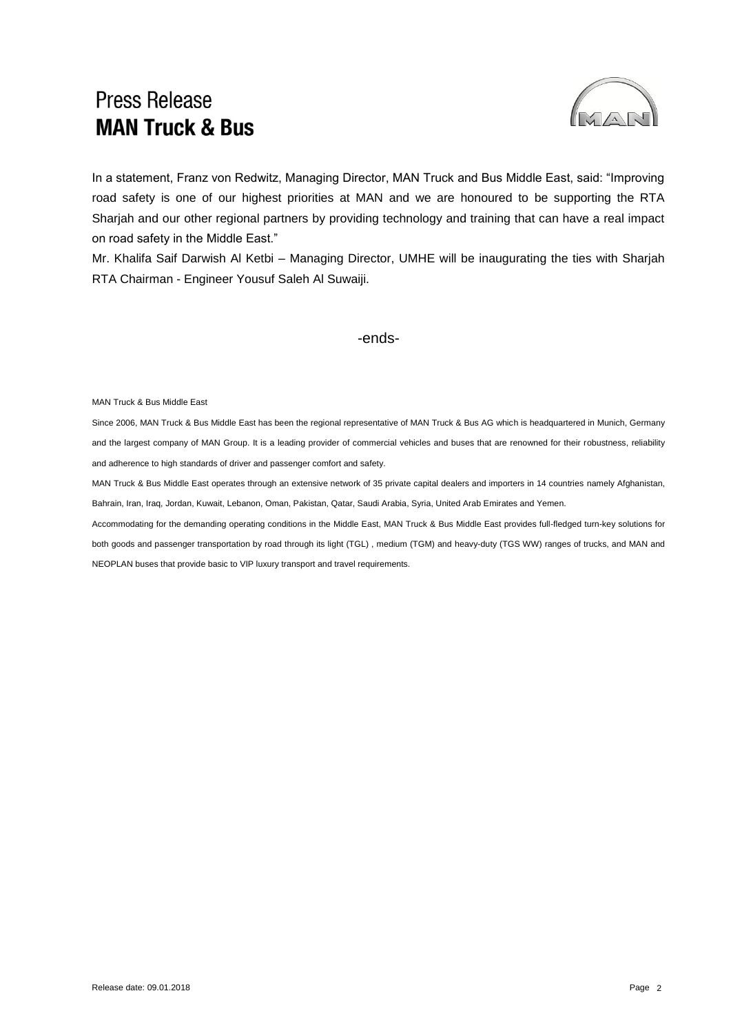In a statement, Franz von Redwitz, Managing Director, MAN Truck and Bus Middle East, said: “Improving road safety is one of our highest priorities at MAN and we are honoured to be supporting the RTA Sharjah and our other regional partners by providing technology and training that can have a real impact on road safety in the Middle East.”

Mr. Khalifa Saif Darwish Al Ketbi – Managing Director, UMHE will be inaugurating the ties with Sharjah RTA Chairman - Engineer Yousuf Saleh Al Suwaiji.

-ends-

MAN Truck & Bus Middle East

Since 2006, MAN Truck & Bus Middle East has been the regional representative of MAN Truck & Bus AG which is headquartered in Munich, Germany and the largest company of MAN Group. It is a leading provider of commercial vehicles and buses that are renowned for their robustness, reliability and adherence to high standards of driver and passenger comfort and safety.

MAN Truck & Bus Middle East operates through an extensive network of 35 private capital dealers and importers in 14 countries namely Afghanistan, Bahrain, Iran, Iraq, Jordan, Kuwait, Lebanon, Oman, Pakistan, Qatar, Saudi Arabia, Syria, United Arab Emirates and Yemen.

Accommodating for the demanding operating conditions in the Middle East, MAN Truck & Bus Middle East provides full-fledged turn-key solutions for both goods and passenger transportation by road through its light (TGL) , medium (TGM) and heavy-duty (TGS WW) ranges of trucks, and MAN and NEOPLAN buses that provide basic to VIP luxury transport and travel requirements.